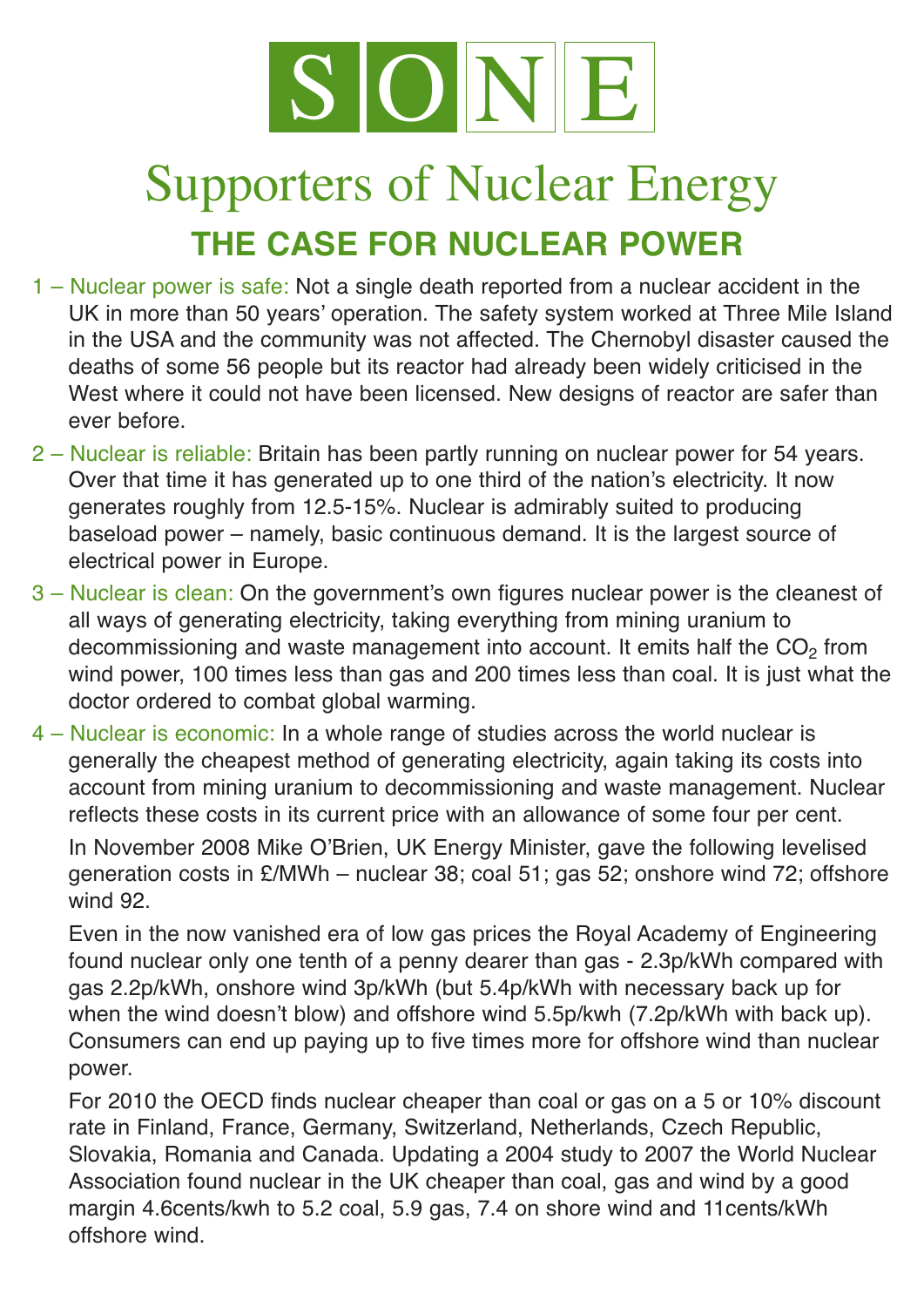# SONE

## Supporters of Nuclear Energy

## THE CASE FOR NUCLEAR POWER

1 – Nuclear power is safe: Not a single death reported from a nuclear accident in the UK in more than 50 years' operation. The safety system worked at Three Mile Island in the USA and the community was not affected. The Chernobyl disaster caused the deaths of some 56 people but its reactor had already been widely criticised in the West where it could not have been licensed. New designs of reactor are safer than ever before.

2 – Nuclear is reliable: Britain has been partly running on nuclear power for 54 years. Over that time it has generated up to one third of the nation's electricity. It now generates roughly from 12.5-15%. Nuclear is admirably suited to producing baseload power – namely, basic continuous demand. It is the largest source of electrical power in Europe.

3 – Nuclear is clean: On the government's own figures nuclear power is the cleanest of all ways of generating electricity, taking everything from mining uranium to decommissioning and waste management into account. It emits half the $CO_2$ from wind power, 100 times less than gas and 200 times less than coal. It is just what the doctor ordered to combat global warming.

4 – Nuclear is economic: In a whole range of studies across the world nuclear is generally the cheapest method of generating electricity, again taking its costs into account from mining uranium to decommissioning and waste management. Nuclear reflects these costs in its current price with an allowance of some four per cent.

In November 2008 Mike O'Brien, UK Energy Minister, gave the following levelised generation costs in £/MWh – nuclear 38; coal 51; gas 52; onshore wind 72; offshore wind 92.

Even in the now vanished era of low gas prices the Royal Academy of Engineering found nuclear only one tenth of a penny dearer than gas - 2.3p/kWh compared with gas 2.2p/kWh, onshore wind 3p/kWh (but 5.4p/kWh with necessary back up for when the wind doesn't blow) and offshore wind 5.5p/kwh (7.2p/kWh with back up). Consumers can end up paying up to five times more for offshore wind than nuclear power.

For 2010 the OECD finds nuclear cheaper than coal or gas on a 5 or 10% discount rate in Finland, France, Germany, Switzerland, Netherlands, Czech Republic, Slovakia, Romania and Canada. Updating a 2004 study to 2007 the World Nuclear Association found nuclear in the UK cheaper than coal, gas and wind by a good margin 4.6cents/kwh to 5.2 coal, 5.9 gas, 7.4 on shore wind and 11cents/kWh offshore wind.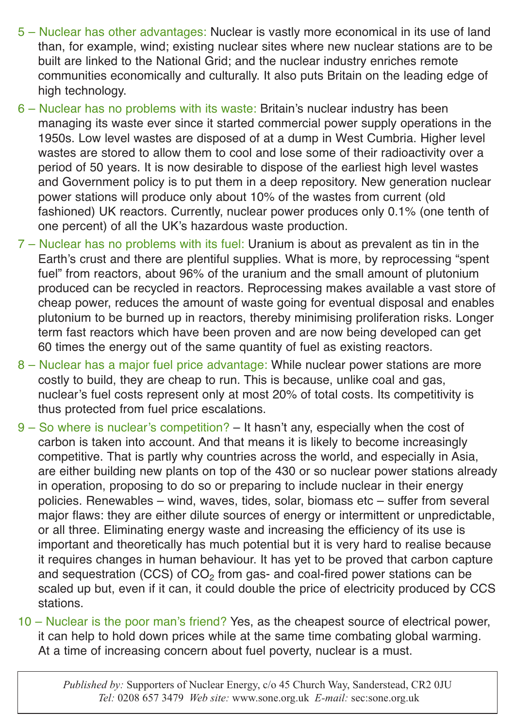5 – Nuclear has other advantages: Nuclear is vastly more economical in its use of land than, for example, wind; existing nuclear sites where new nuclear stations are to be built are linked to the National Grid; and the nuclear industry enriches remote communities economically and culturally. It also puts Britain on the leading edge of high technology.

6 – Nuclear has no problems with its waste: Britain's nuclear industry has been managing its waste ever since it started commercial power supply operations in the 1950s. Low level wastes are disposed of at a dump in West Cumbria. Higher level wastes are stored to allow them to cool and lose some of their radioactivity over a period of 50 years. It is now desirable to dispose of the earliest high level wastes and Government policy is to put them in a deep repository. New generation nuclear power stations will produce only about 10% of the wastes from current (old fashioned) UK reactors. Currently, nuclear power produces only 0.1% (one tenth of one percent) of all the UK's hazardous waste production.

7 – Nuclear has no problems with its fuel: Uranium is about as prevalent as tin in the Earth's crust and there are plentiful supplies. What is more, by reprocessing "spent fuel" from reactors, about 96% of the uranium and the small amount of plutonium produced can be recycled in reactors. Reprocessing makes available a vast store of cheap power, reduces the amount of waste going for eventual disposal and enables plutonium to be burned up in reactors, thereby minimising proliferation risks. Longer term fast reactors which have been proven and are now being developed can get 60 times the energy out of the same quantity of fuel as existing reactors.

8 – Nuclear has a major fuel price advantage: While nuclear power stations are more costly to build, they are cheap to run. This is because, unlike coal and gas, nuclear's fuel costs represent only at most 20% of total costs. Its competitivity is thus protected from fuel price escalations.

9 – So where is nuclear's competition? – It hasn't any, especially when the cost of carbon is taken into account. And that means it is likely to become increasingly competitive. That is partly why countries across the world, and especially in Asia, are either building new plants on top of the 430 or so nuclear power stations already in operation, proposing to do so or preparing to include nuclear in their energy policies. Renewables – wind, waves, tides, solar, biomass etc – suffer from several major flaws: they are either dilute sources of energy or intermittent or unpredictable, or all three. Eliminating energy waste and increasing the efficiency of its use is important and theoretically has much potential but it is very hard to realise because it requires changes in human behaviour. It has yet to be proved that carbon capture and sequestration (CCS) of $CO_2$ from gas- and coal-fired power stations can be scaled up but, even if it can, it could double the price of electricity produced by CCS stations.

10 – Nuclear is the poor man's friend? Yes, as the cheapest source of electrical power, it can help to hold down prices while at the same time combating global warming. At a time of increasing concern about fuel poverty, nuclear is a must.

*Published by:* Supporters of Nuclear Energy, c/o 45 Church Way, Sanderstead, CR2 0JU
*Tel:* 0208 657 3479 *Web site:* www.sone.org.uk *E-mail:* sec:sone.org.uk